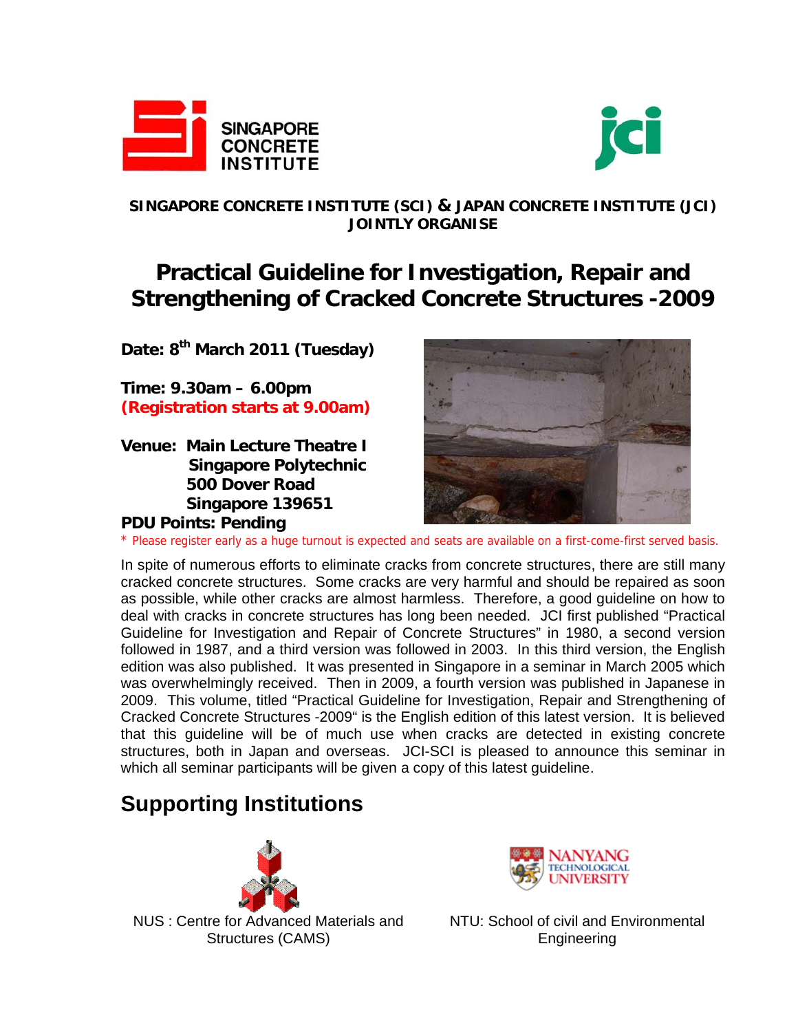SINGAPORE CONCRETE INSTITUTE

**SINGAPORE CONCRETE INSTITUTE (SCI) & JAPAN CONCRETE INSTITUTE (JCI) JOINTLY ORGANISE**

# Practical Guideline for Investigation, Repair and Strengthening of Cracked Concrete Structures -2009

**Date: 8th March 2011 (Tuesday)**

**Time: 9.30am – 6.00pm**
**(Registration starts at 9.00am)**

**Venue: Main Lecture Theatre I**
**Singapore Polytechnic**
**500 Dover Road**
**Singapore 139651**

**PDU Points: Pending**

\* Please register early as a huge turnout is expected and seats are available on a first-come-first served basis.

In spite of numerous efforts to eliminate cracks from concrete structures, there are still many cracked concrete structures. Some cracks are very harmful and should be repaired as soon as possible, while other cracks are almost harmless. Therefore, a good guideline on how to deal with cracks in concrete structures has long been needed. JCI first published "Practical Guideline for Investigation and Repair of Concrete Structures" in 1980, a second version followed in 1987, and a third version was followed in 2003. In this third version, the English edition was also published. It was presented in Singapore in a seminar in March 2005 which was overwhelmingly received. Then in 2009, a fourth version was published in Japanese in 2009. This volume, titled "Practical Guideline for Investigation, Repair and Strengthening of Cracked Concrete Structures -2009" is the English edition of this latest version. It is believed that this guideline will be of much use when cracks are detected in existing concrete structures, both in Japan and overseas. JCI-SCI is pleased to announce this seminar in which all seminar participants will be given a copy of this latest guideline.

## Supporting Institutions

NUS : Centre for Advanced Materials and Structures (CAMS)

NTU: School of civil and Environmental Engineering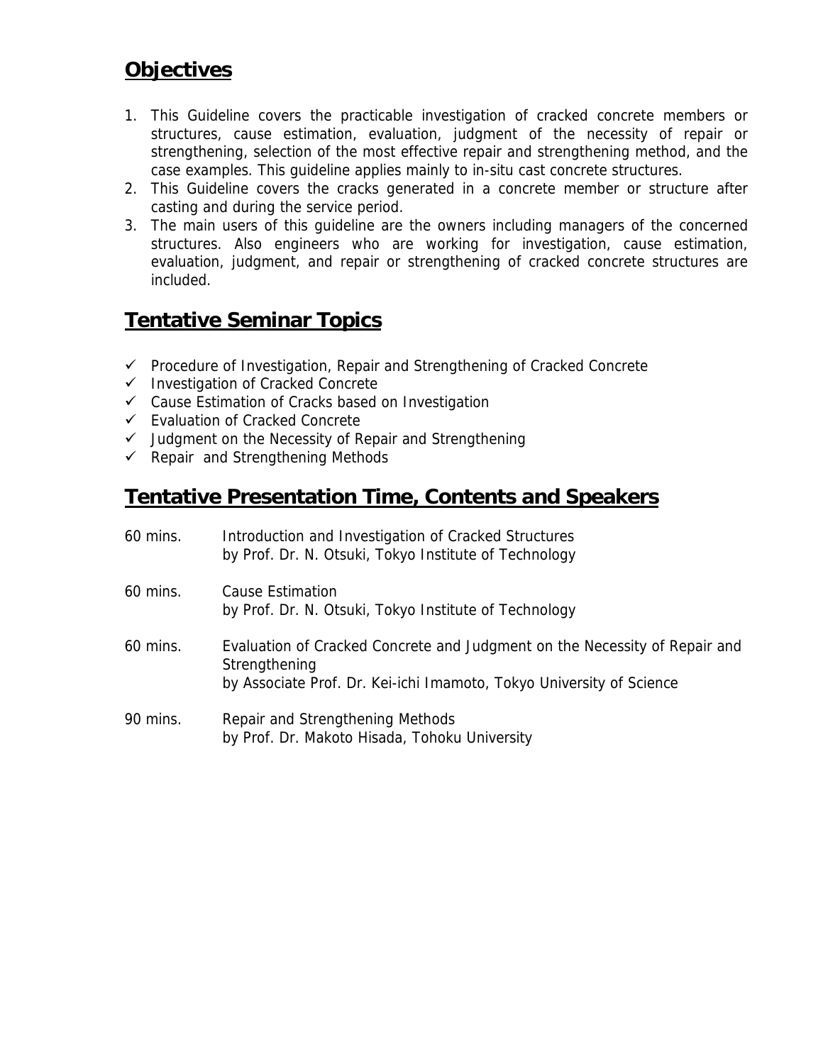## Objectives

1. This Guideline covers the practicable investigation of cracked concrete members or structures, cause estimation, evaluation, judgment of the necessity of repair or strengthening, selection of the most effective repair and strengthening method, and the case examples. This guideline applies mainly to in-situ cast concrete structures.
2. This Guideline covers the cracks generated in a concrete member or structure after casting and during the service period.
3. The main users of this guideline are the owners including managers of the concerned structures. Also engineers who are working for investigation, cause estimation, evaluation, judgment, and repair or strengthening of cracked concrete structures are included.

## Tentative Seminar Topics

- ✓ Procedure of Investigation, Repair and Strengthening of Cracked Concrete
- ✓ Investigation of Cracked Concrete
- ✓ Cause Estimation of Cracks based on Investigation
- ✓ Evaluation of Cracked Concrete
- ✓ Judgment on the Necessity of Repair and Strengthening
- ✓ Repair and Strengthening Methods

## Tentative Presentation Time, Contents and Speakers

| | |
|---|---|
| 60 mins. | Introduction and Investigation of Cracked Structures<br>by Prof. Dr. N. Otsuki, Tokyo Institute of Technology |
| 60 mins. | Cause Estimation<br>by Prof. Dr. N. Otsuki, Tokyo Institute of Technology |
| 60 mins. | Evaluation of Cracked Concrete and Judgment on the Necessity of Repair and Strengthening<br>by Associate Prof. Dr. Kei-ichi Imamoto, Tokyo University of Science |
| 90 mins. | Repair and Strengthening Methods<br>by Prof. Dr. Makoto Hisada, Tohoku University |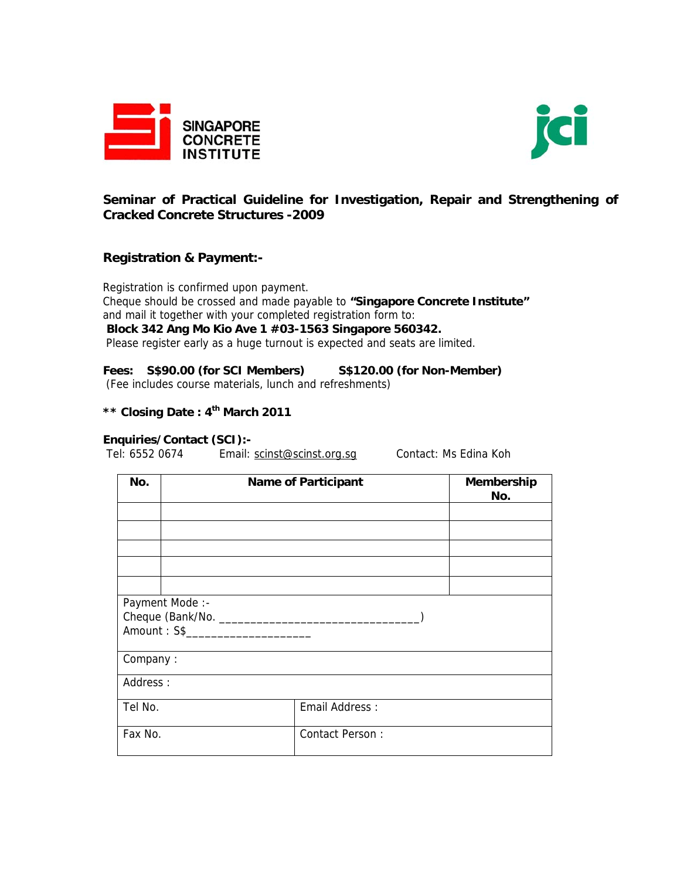SINGAPORE CONCRETE INSTITUTE

jci

## Seminar of Practical Guideline for Investigation, Repair and Strengthening of Cracked Concrete Structures -2009

### Registration & Payment:-

Registration is confirmed upon payment.
Cheque should be crossed and made payable to **"Singapore Concrete Institute"** and mail it together with your completed registration form to:
**Block 342 Ang Mo Kio Ave 1 #03-1563 Singapore 560342.**
Please register early as a huge turnout is expected and seats are limited.

**Fees: S$90.00 (for SCI Members) S$120.00 (for Non-Member)**
(Fee includes course materials, lunch and refreshments)

**\*\* Closing Date : 4th March 2011**

**Enquiries/Contact (SCI):-**
Tel: 6552 0674 Email: scinst@scinst.org.sg Contact: Ms Edina Koh

| No. | Name of Participant | Membership No. |
|---|---|---|
| | | |
| | | |
| | | |
| | | |
| | | |

| | |
|---|---|
| Payment Mode :- Cheque (Bank/No. ________________________________) Amount : S$____________________ | |
| Company : | |
| Address : | |
| Tel No. | Email Address : |
| Fax No. | Contact Person : |